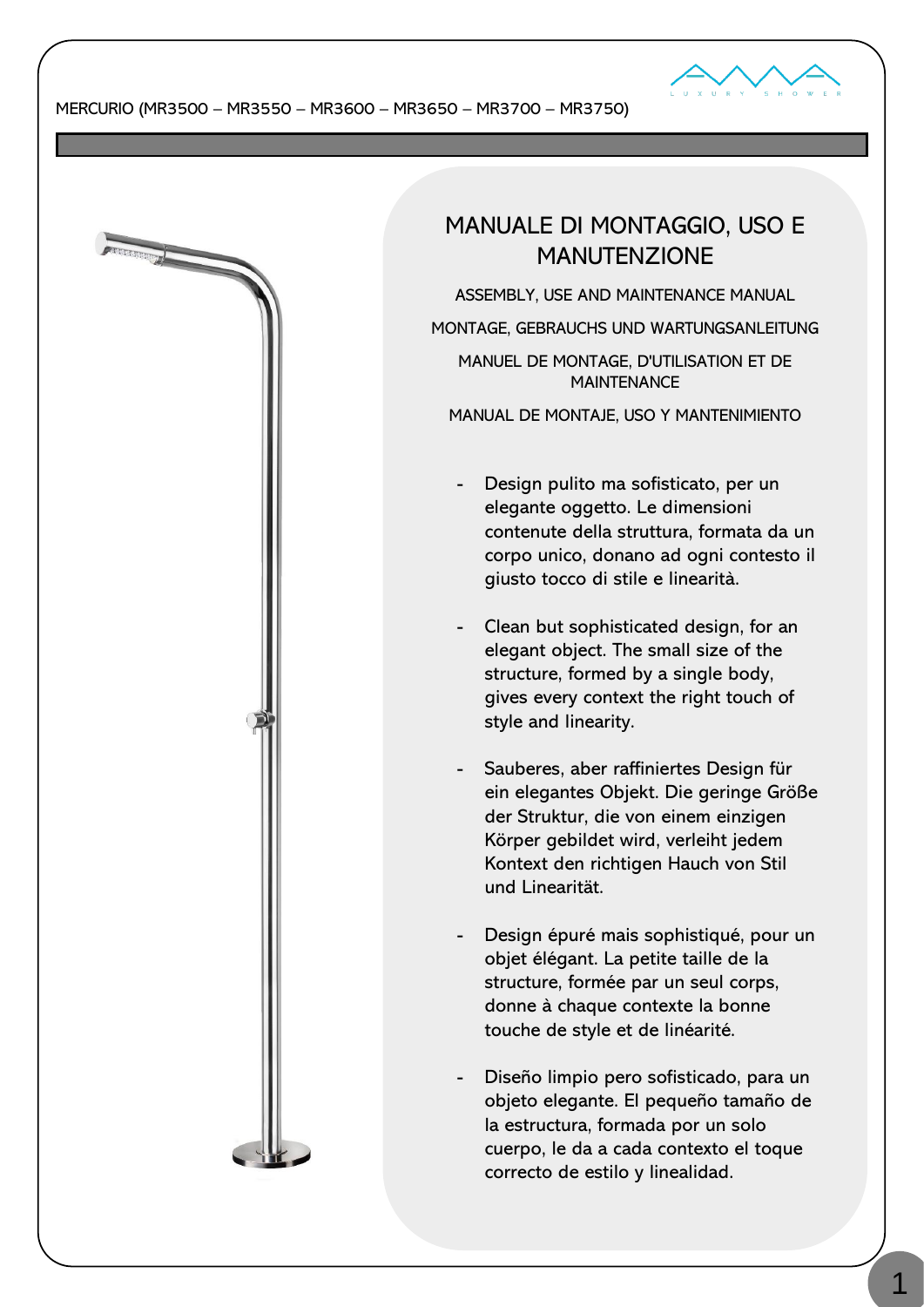MERCURIO (MR3500 – MR3550 – MR3600 – MR3650 – MR3700 – MR3750)

# MANUALE DI MONTAGGIO, USO E MANUTENZIONE

ASSEMBLY, USE AND MAINTENANCE MANUAL

MONTAGE, GEBRAUCHS UND WARTUNGSANLEITUNG

MANUEL DE MONTAGE, D'UTILISATION ET DE MAINTENANCE

MANUAL DE MONTAJE, USO Y MANTENIMIENTO

- Design pulito ma sofisticato, per un elegante oggetto. Le dimensioni contenute della struttura, formata da un corpo unico, donano ad ogni contesto il giusto tocco di stile e linearità.

- Clean but sophisticated design, for an elegant object. The small size of the structure, formed by a single body, gives every context the right touch of style and linearity.

- Sauberes, aber raffiniertes Design für ein elegantes Objekt. Die geringe Größe der Struktur, die von einem einzigen Körper gebildet wird, verleiht jedem Kontext den richtigen Hauch von Stil und Linearität.

- Design épuré mais sophistiqué, pour un objet élégant. La petite taille de la structure, formée par un seul corps, donne à chaque contexte la bonne touche de style et de linéarité.

- Diseño limpio pero sofisticado, para un objeto elegante. El pequeño tamaño de la estructura, formada por un solo cuerpo, le da a cada contexto el toque correcto de estilo y linealidad.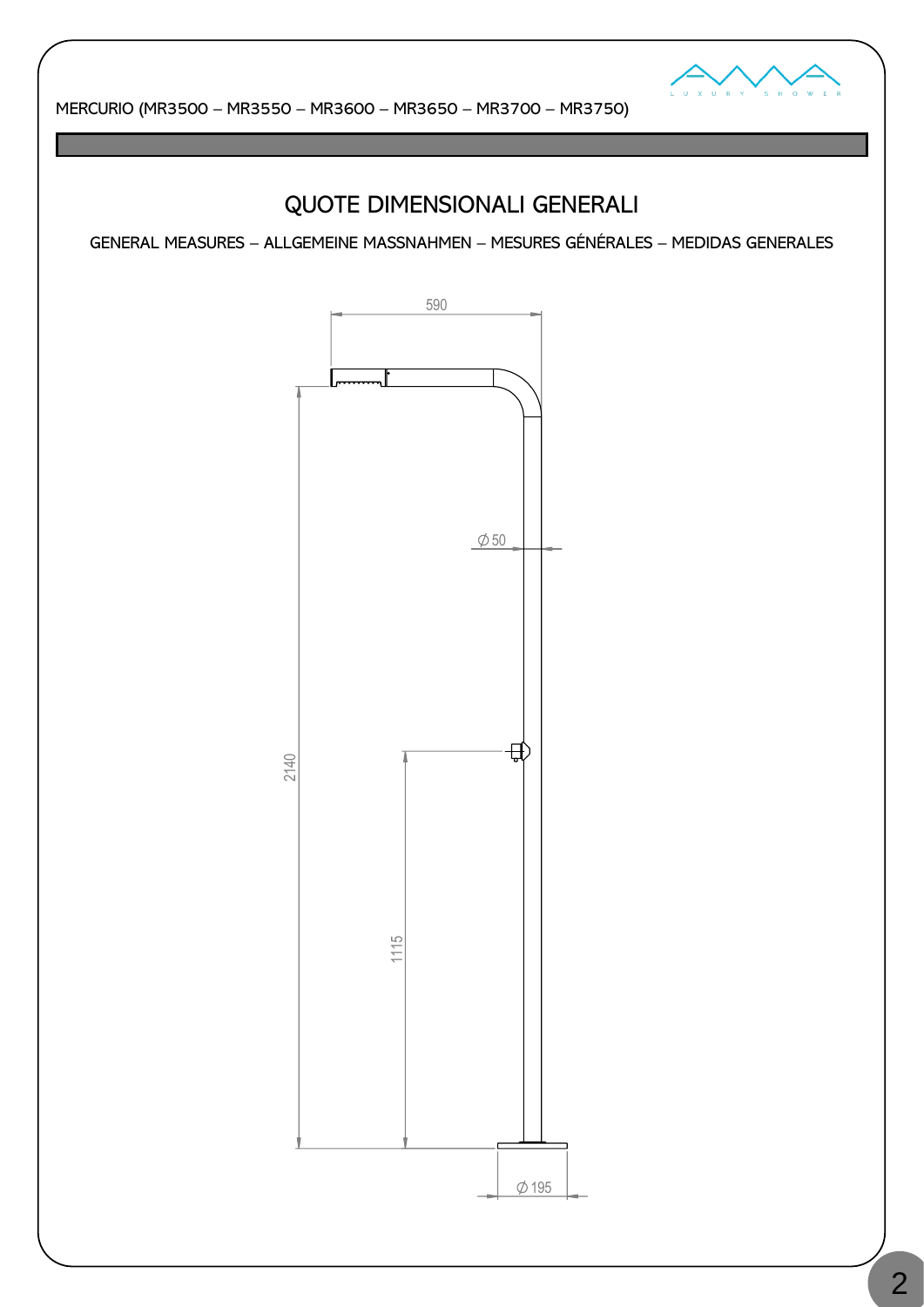MERCURIO (MR3500 – MR3550 – MR3600 – MR3650 – MR3700 – MR3750)

## QUOTE DIMENSIONALI GENERALI

GENERAL MEASURES – ALLGEMEINE MASSNAHMEN – MESURES GÉNÉRALES – MEDIDAS GENERALES

590

Ø 50

2140

1115

Ø 195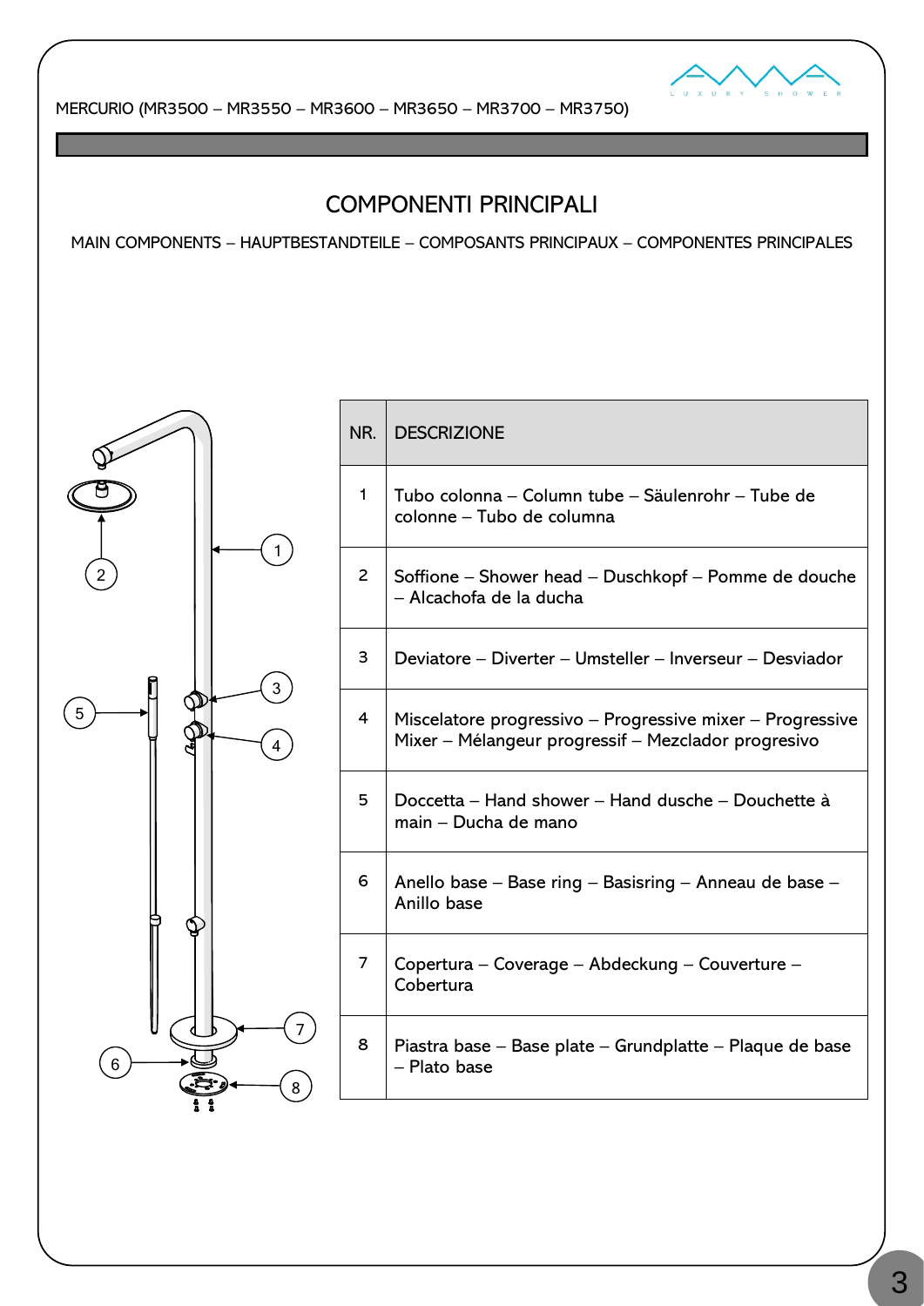MERCURIO (MR3500 – MR3550 – MR3600 – MR3650 – MR3700 – MR3750)

## COMPONENTI PRINCIPALI

MAIN COMPONENTS – HAUPTBESTANDTEILE – COMPOSANTS PRINCIPAUX – COMPONENTES PRINCIPALES

| NR. | DESCRIZIONE |
|---|---|
| 1 | Tubo colonna – Column tube – Säulenrohr – Tube de colonne – Tubo de columna |
| 2 | Soffione – Shower head – Duschkopf – Pomme de douche – Alcachofa de la ducha |
| 3 | Deviatore – Diverter – Umsteller – Inverseur – Desviador |
| 4 | Miscelatore progressivo – Progressive mixer – Progressive Mixer – Mélangeur progressif – Mezclador progresivo |
| 5 | Doccetta – Hand shower – Hand dusche – Douchette à main – Ducha de mano |
| 6 | Anello base – Base ring – Basisring – Anneau de base – Anillo base |
| 7 | Copertura – Coverage – Abdeckung – Couverture – Cobertura |
| 8 | Piastra base – Base plate – Grundplatte – Plaque de base – Plato base |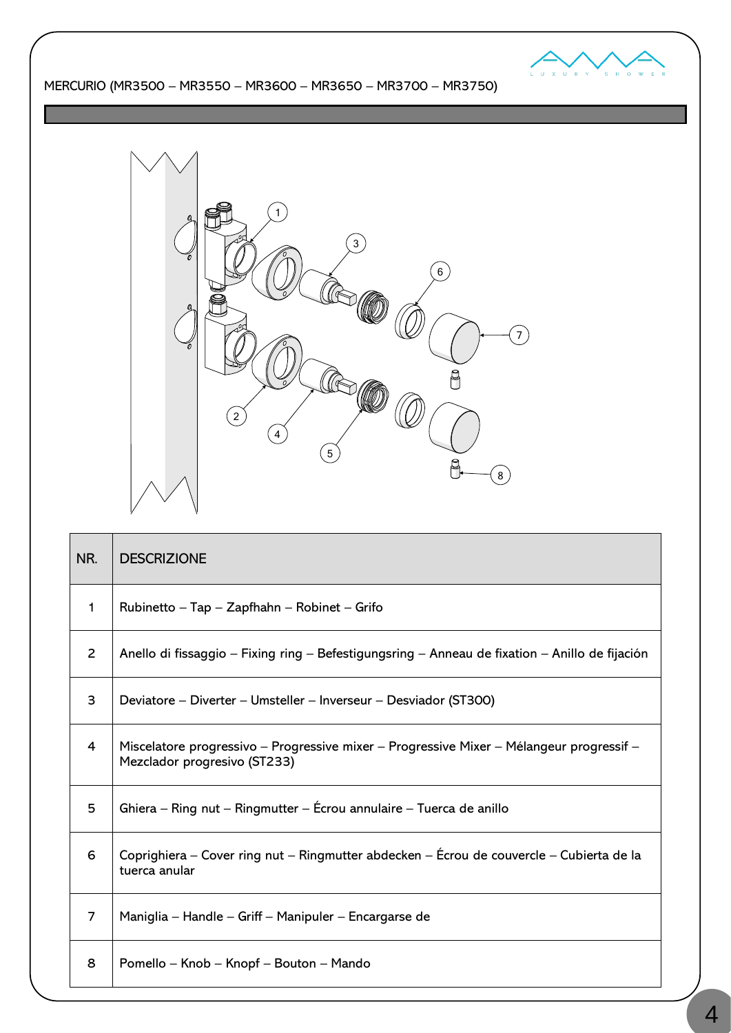MERCURIO (MR3500 – MR3550 – MR3600 – MR3650 – MR3700 – MR3750)

| NR. | DESCRIZIONE |
| --- | --- |
| 1 | Rubinetto – Tap – Zapfhahn – Robinet – Grifo |
| 2 | Anello di fissaggio – Fixing ring – Befestigungsring – Anneau de fixation – Anillo de fijación |
| 3 | Deviatore – Diverter – Umsteller – Inverseur – Desviador (ST300) |
| 4 | Miscelatore progressivo – Progressive mixer – Progressive Mixer – Mélangeur progressif – Mezclador progresivo (ST233) |
| 5 | Ghiera – Ring nut – Ringmutter – Écrou annulaire – Tuerca de anillo |
| 6 | Coprighiera – Cover ring nut – Ringmutter abdecken – Écrou de couvercle – Cubierta de la tuerca anular |
| 7 | Maniglia – Handle – Griff – Manipuler – Encargarse de |
| 8 | Pomello – Knob – Knopf – Bouton – Mando |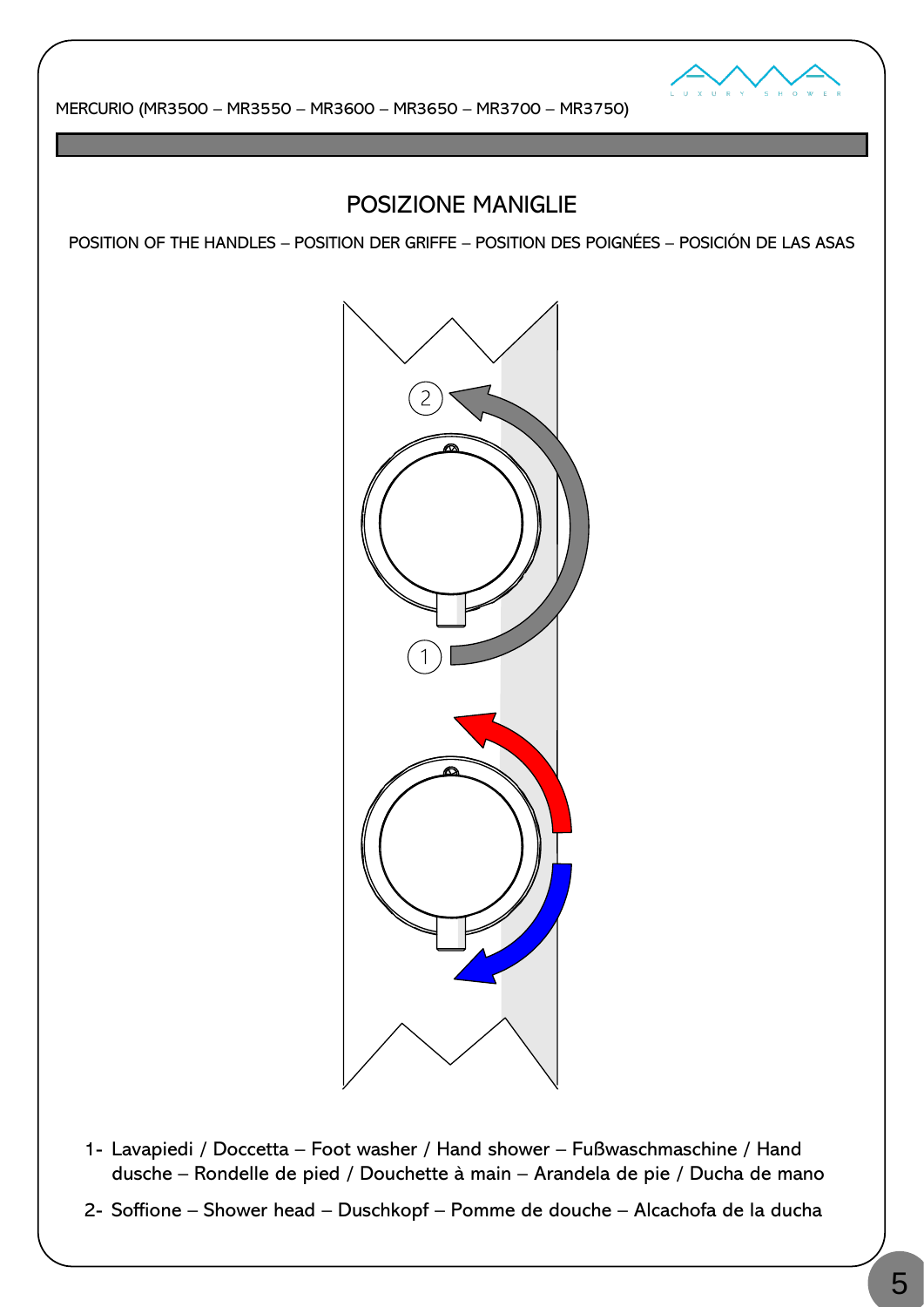# POSIZIONE MANIGLIE

POSITION OF THE HANDLES – POSITION DER GRIFFE – POSITION DES POIGNÉES – POSICIÓN DE LAS ASAS

2

1

1- Lavapiedi / Doccetta – Foot washer / Hand shower – Fußwaschmaschine / Hand dusche – Rondelle de pied / Douchette à main – Arandela de pie / Ducha de mano
2- Soffione – Shower head – Duschkopf – Pomme de douche – Alcachofa de la ducha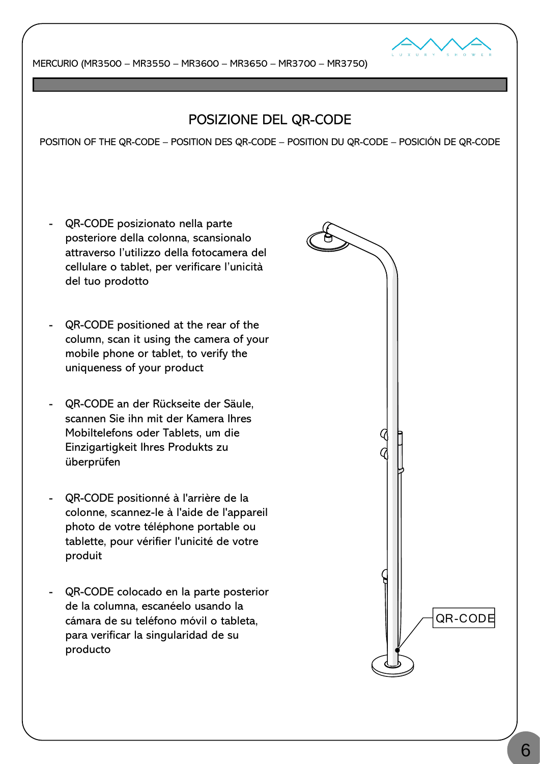MERCURIO (MR3500 – MR3550 – MR3600 – MR3650 – MR3700 – MR3750)

## POSIZIONE DEL QR-CODE

POSITION OF THE QR-CODE – POSITION DES QR-CODE – POSITION DU QR-CODE – POSICIÓN DE QR-CODE

- QR-CODE posizionato nella parte posteriore della colonna, scansionalo attraverso l'utilizzo della fotocamera del cellulare o tablet, per verificare l'unicità del tuo prodotto

- QR-CODE positioned at the rear of the column, scan it using the camera of your mobile phone or tablet, to verify the uniqueness of your product

- QR-CODE an der Rückseite der Säule, scannen Sie ihn mit der Kamera Ihres Mobiltelefons oder Tablets, um die Einzigartigkeit Ihres Produkts zu überprüfen

- QR-CODE positionné à l'arrière de la colonne, scannez-le à l'aide de l'appareil photo de votre téléphone portable ou tablette, pour vérifier l'unicité de votre produit

- QR-CODE colocado en la parte posterior de la columna, escanéelo usando la cámara de su teléfono móvil o tableta, para verificar la singularidad de su producto

QR-CODE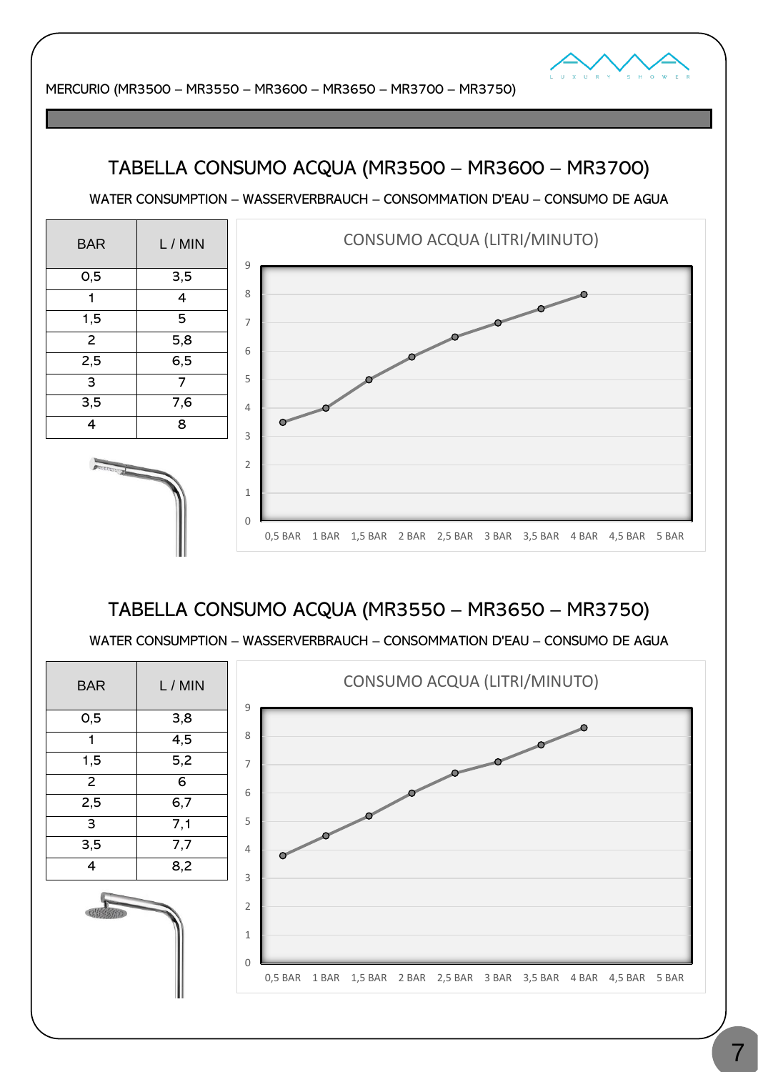MERCURIO (MR3500 – MR3550 – MR3600 – MR3650 – MR3700 – MR3750)

## TABELLA CONSUMO ACQUA (MR3500 – MR3600 – MR3700)

WATER CONSUMPTION – WASSERVERBRAUCH – CONSOMMATION D'EAU – CONSUMO DE AGUA

| BAR | L / MIN |
|---|---|
| 0,5 | 3,5 |
| 1 | 4 |
| 1,5 | 5 |
| 2 | 5,8 |
| 2,5 | 6,5 |
| 3 | 7 |
| 3,5 | 7,6 |
| 4 | 8 |

CONSUMO ACQUA (LITRI/MINUTO)

## TABELLA CONSUMO ACQUA (MR3550 – MR3650 – MR3750)

WATER CONSUMPTION – WASSERVERBRAUCH – CONSOMMATION D'EAU – CONSUMO DE AGUA

| BAR | L / MIN |
|---|---|
| 0,5 | 3,8 |
| 1 | 4,5 |
| 1,5 | 5,2 |
| 2 | 6 |
| 2,5 | 6,7 |
| 3 | 7,1 |
| 3,5 | 7,7 |
| 4 | 8,2 |

CONSUMO ACQUA (LITRI/MINUTO)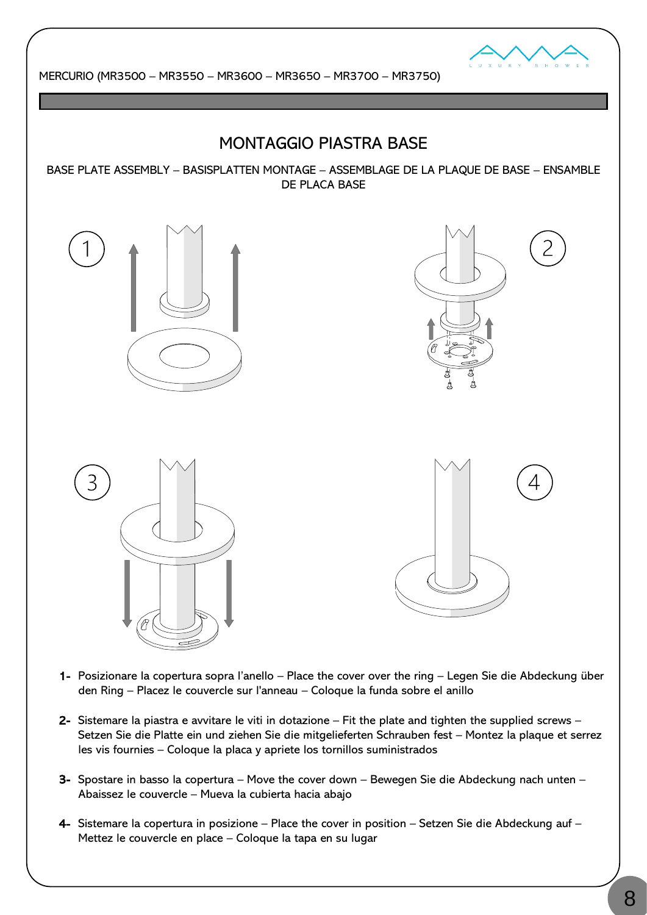MERCURIO (MR3500 – MR3550 – MR3600 – MR3650 – MR3700 – MR3750)

## MONTAGGIO PIASTRA BASE

BASE PLATE ASSEMBLY – BASISPLATTEN MONTAGE – ASSEMBLAGE DE LA PLAQUE DE BASE – ENSAMBLE DE PLACA BASE

1- Posizionare la copertura sopra l'anello – Place the cover over the ring – Legen Sie die Abdeckung über den Ring – Placez le couvercle sur l'anneau – Coloque la funda sobre el anillo

2- Sistemare la piastra e avvitare le viti in dotazione – Fit the plate and tighten the supplied screws – Setzen Sie die Platte ein und ziehen Sie die mitgelieferten Schrauben fest – Montez la plaque et serrez les vis fournies – Coloque la placa y apriete los tornillos suministrados

3- Spostare in basso la copertura – Move the cover down – Bewegen Sie die Abdeckung nach unten – Abaissez le couvercle – Mueva la cubierta hacia abajo

4- Sistemare la copertura in posizione – Place the cover in position – Setzen Sie die Abdeckung auf – Mettez le couvercle en place – Coloque la tapa en su lugar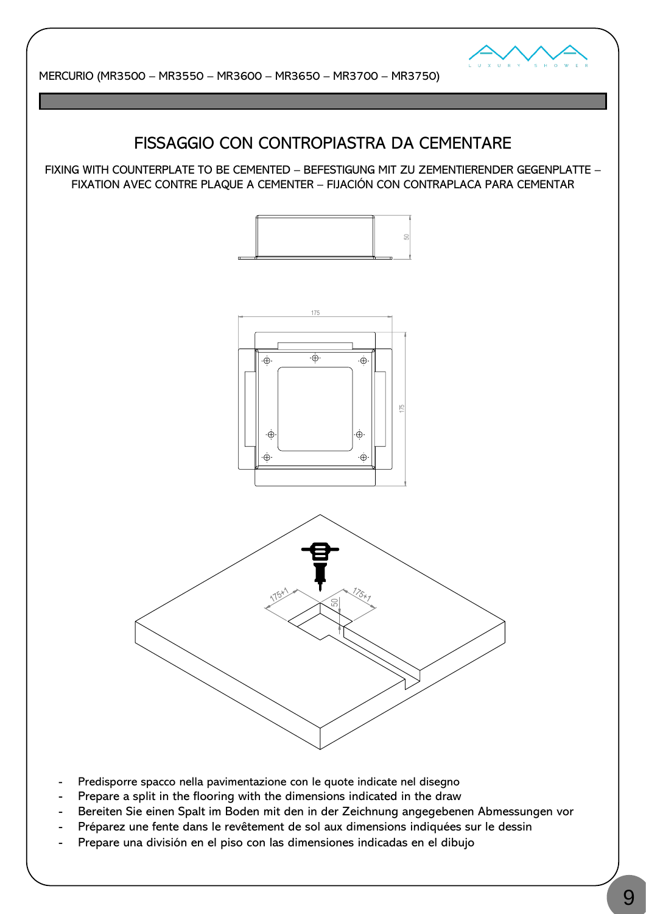MERCURIO (MR3500 – MR3550 – MR3600 – MR3650 – MR3700 – MR3750)

# FISSAGGIO CON CONTROPIASTRA DA CEMENTARE

FIXING WITH COUNTERPLATE TO BE CEMENTED – BEFESTIGUNG MIT ZU ZEMENTIERENDER GEGENPLATTE – FIXATION AVEC CONTRE PLAQUE A CEMENTER – FIJACIÓN CON CONTRAPLACA PARA CEMENTAR

- Predisporre spacco nella pavimentazione con le quote indicate nel disegno
- Prepare a split in the flooring with the dimensions indicated in the draw
- Bereiten Sie einen Spalt im Boden mit den in der Zeichnung angegebenen Abmessungen vor
- Préparez une fente dans le revêtement de sol aux dimensions indiquées sur le dessin
- Prepare una división en el piso con las dimensiones indicadas en el dibujo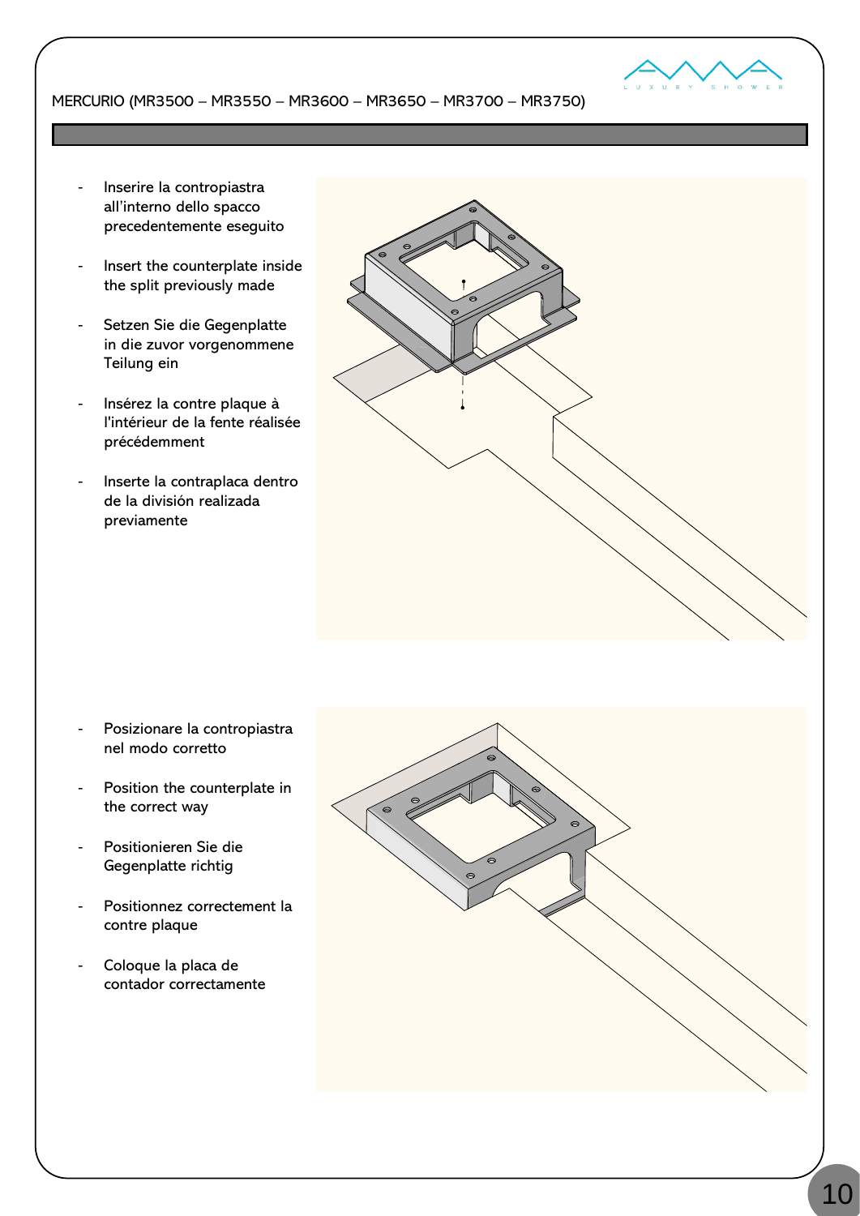- Inserire la contropiastra all'interno dello spacco precedentemente eseguito
- Insert the counterplate inside the split previously made
- Setzen Sie die Gegenplatte in die zuvor vorgenommene Teilung ein
- Insérez la contre plaque à l'intérieur de la fente réalisée précédemment
- Inserte la contraplaca dentro de la división realizada previamente

- Posizionare la contropiastra nel modo corretto
- Position the counterplate in the correct way
- Positionieren Sie die Gegenplatte richtig
- Positionnez correctement la contre plaque
- Coloque la placa de contador correctamente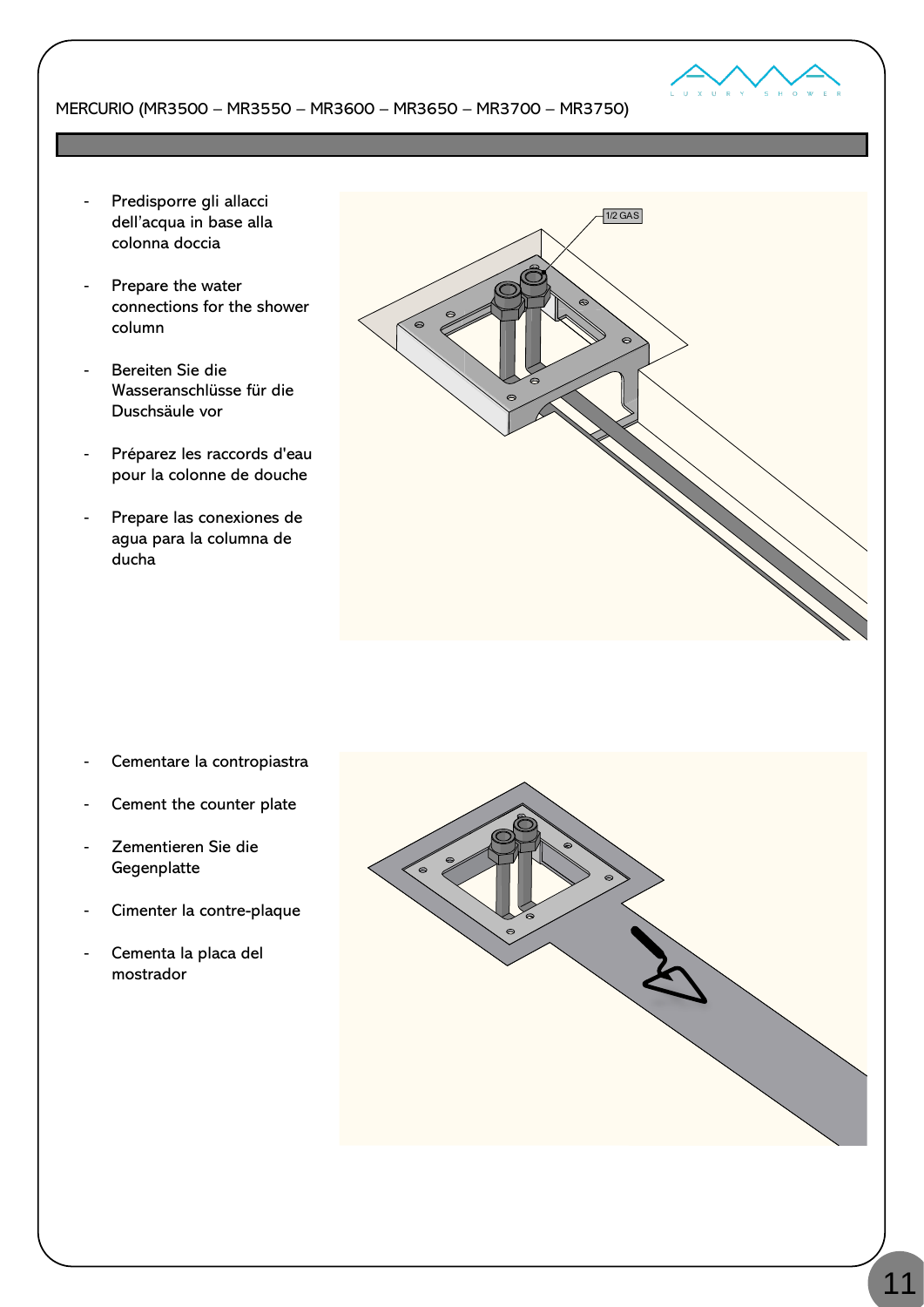MERCURIO (MR3500 – MR3550 – MR3600 – MR3650 – MR3700 – MR3750)

- Predisporre gli allacci dell'acqua in base alla colonna doccia
- Prepare the water connections for the shower column
- Bereiten Sie die Wasseranschlüsse für die Duschsäule vor
- Préparez les raccords d'eau pour la colonne de douche
- Prepare las conexiones de agua para la columna de ducha

1/2 GAS

- Cementare la contropiastra
- Cement the counter plate
- Zementieren Sie die Gegenplatte
- Cimenter la contre-plaque
- Cementa la placa del mostrador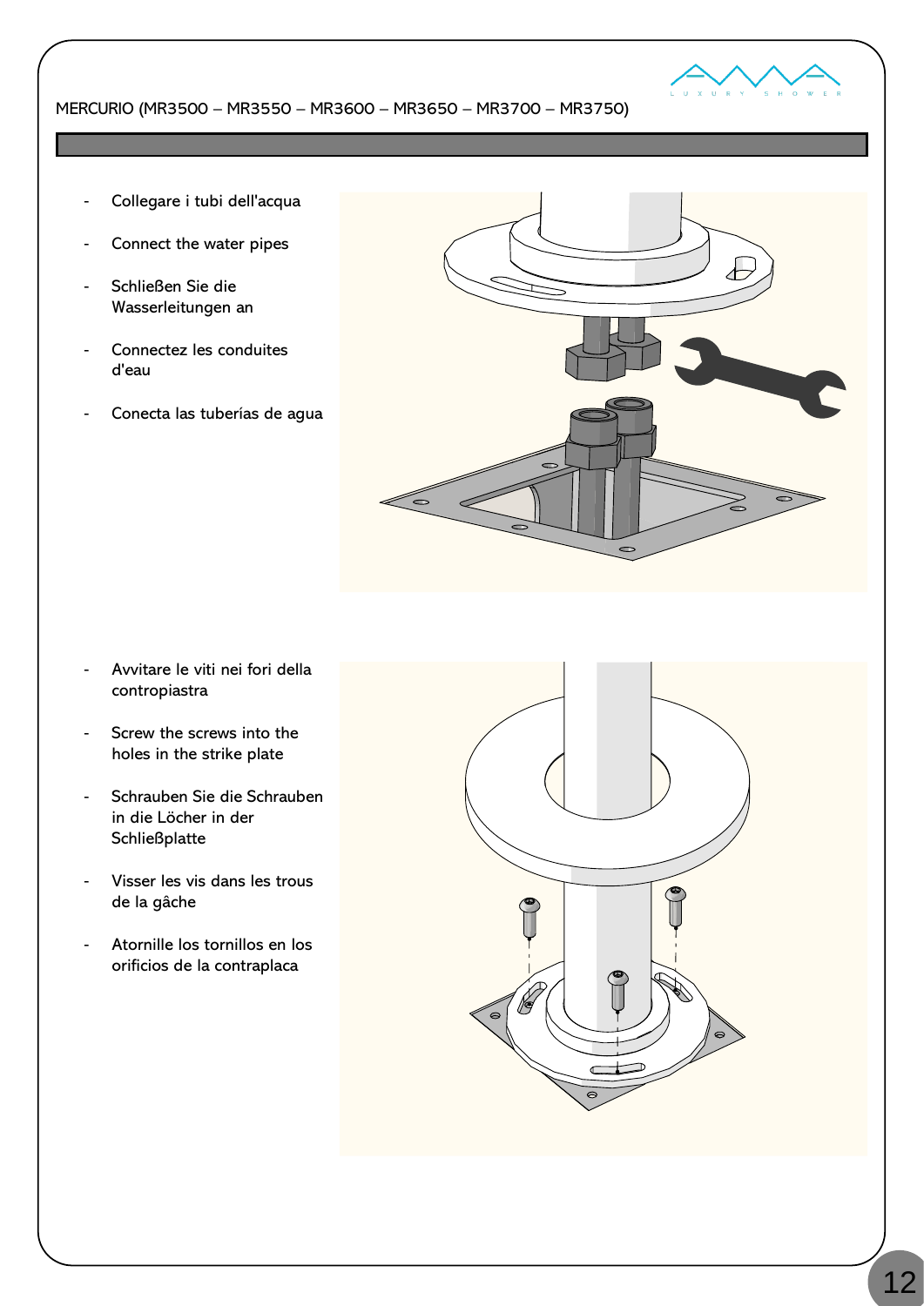MERCURIO (MR3500 – MR3550 – MR3600 – MR3650 – MR3700 – MR3750)

- Collegare i tubi dell'acqua
- Connect the water pipes
- Schließen Sie die Wasserleitungen an
- Connectez les conduites d'eau
- Conecta las tuberías de agua

- Avvitare le viti nei fori della contropiastra
- Screw the screws into the holes in the strike plate
- Schrauben Sie die Schrauben in die Löcher in der Schließplatte
- Visser les vis dans les trous de la gâche
- Atornille los tornillos en los orificios de la contraplaca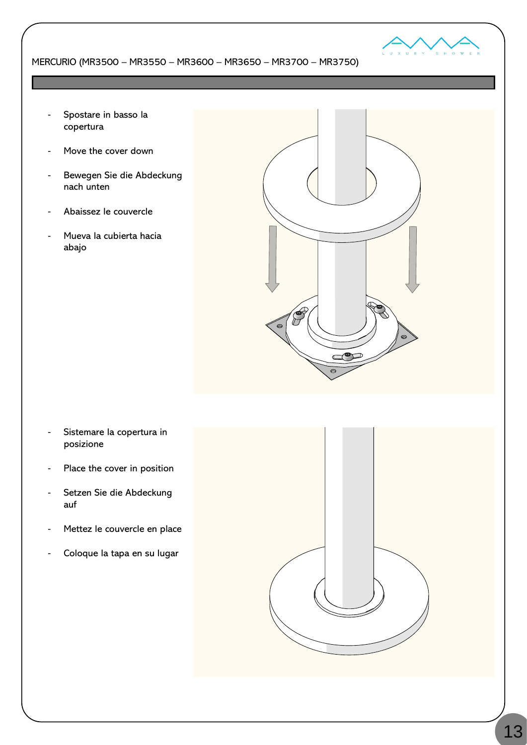MERCURIO (MR3500 – MR3550 – MR3600 – MR3650 – MR3700 – MR3750)

- Spostare in basso la copertura
- Move the cover down
- Bewegen Sie die Abdeckung nach unten
- Abaissez le couvercle
- Mueva la cubierta hacia abajo

- Sistemare la copertura in posizione
- Place the cover in position
- Setzen Sie die Abdeckung auf
- Mettez le couvercle en place
- Coloque la tapa en su lugar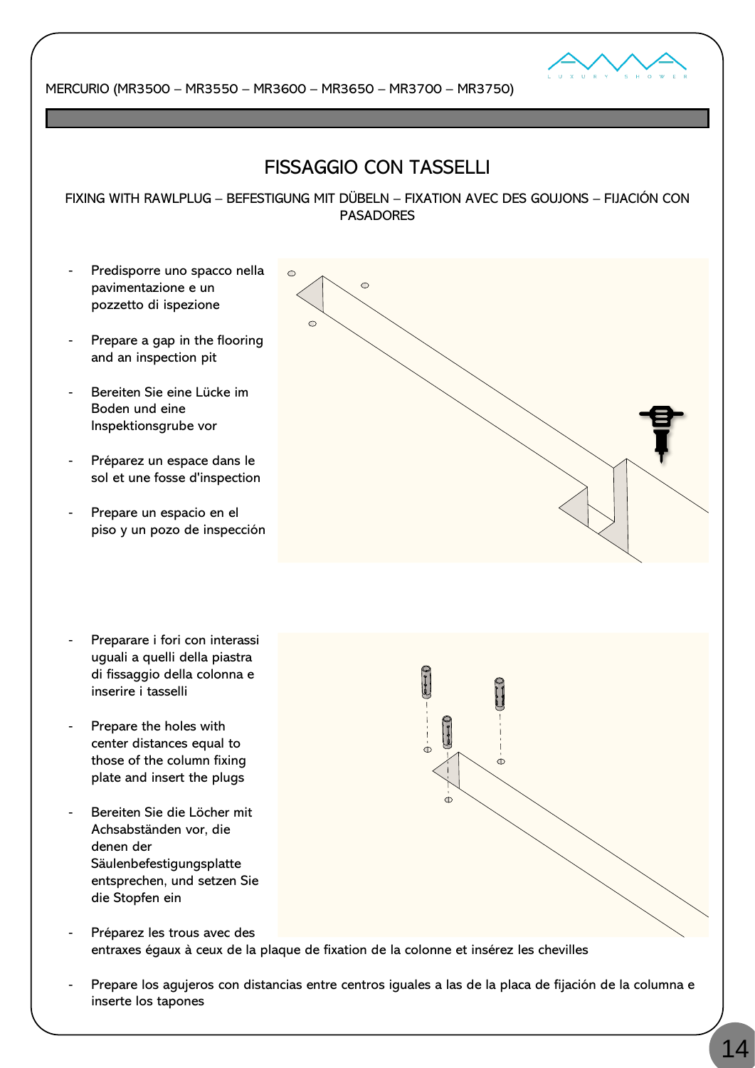MERCURIO (MR3500 – MR3550 – MR3600 – MR3650 – MR3700 – MR3750)

# FISSAGGIO CON TASSELLI

FIXING WITH RAWLPLUG – BEFESTIGUNG MIT DÜBELN – FIXATION AVEC DES GOUJONS – FIJACIÓN CON PASADORES

- Predisporre uno spacco nella pavimentazione e un pozzetto di ispezione
- Prepare a gap in the flooring and an inspection pit
- Bereiten Sie eine Lücke im Boden und eine Inspektionsgrube vor
- Préparez un espace dans le sol et une fosse d'inspection
- Prepare un espacio en el piso y un pozo de inspección

- Preparare i fori con interassi uguali a quelli della piastra di fissaggio della colonna e inserire i tasselli
- Prepare the holes with center distances equal to those of the column fixing plate and insert the plugs
- Bereiten Sie die Löcher mit Achsabständen vor, die denen der Säulenbefestigungsplatte entsprechen, und setzen Sie die Stopfen ein
- Préparez les trous avec des entraxes égaux à ceux de la plaque de fixation de la colonne et insérez les chevilles
- Prepare los agujeros con distancias entre centros iguales a las de la placa de fijación de la columna e inserte los tapones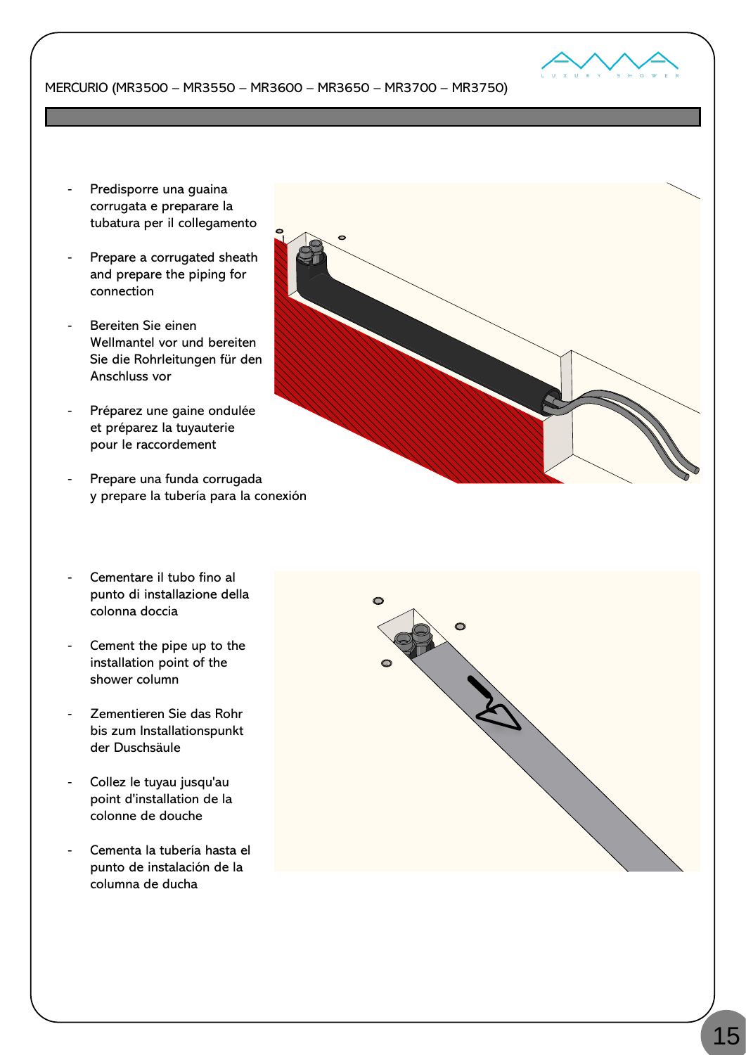MERCURIO (MR3500 – MR3550 – MR3600 – MR3650 – MR3700 – MR3750)

- Predisporre una guaina corrugata e preparare la tubatura per il collegamento
- Prepare a corrugated sheath and prepare the piping for connection
- Bereiten Sie einen Wellmantel vor und bereiten Sie die Rohrleitungen für den Anschluss vor
- Préparez une gaine ondulée et préparez la tuyauterie pour le raccordement
- Prepare una funda corrugada y prepare la tubería para la conexión

- Cementare il tubo fino al punto di installazione della colonna doccia
- Cement the pipe up to the installation point of the shower column
- Zementieren Sie das Rohr bis zum Installationspunkt der Duschsäule
- Collez le tuyau jusqu'au point d'installation de la colonne de douche
- Cementa la tubería hasta el punto de instalación de la columna de ducha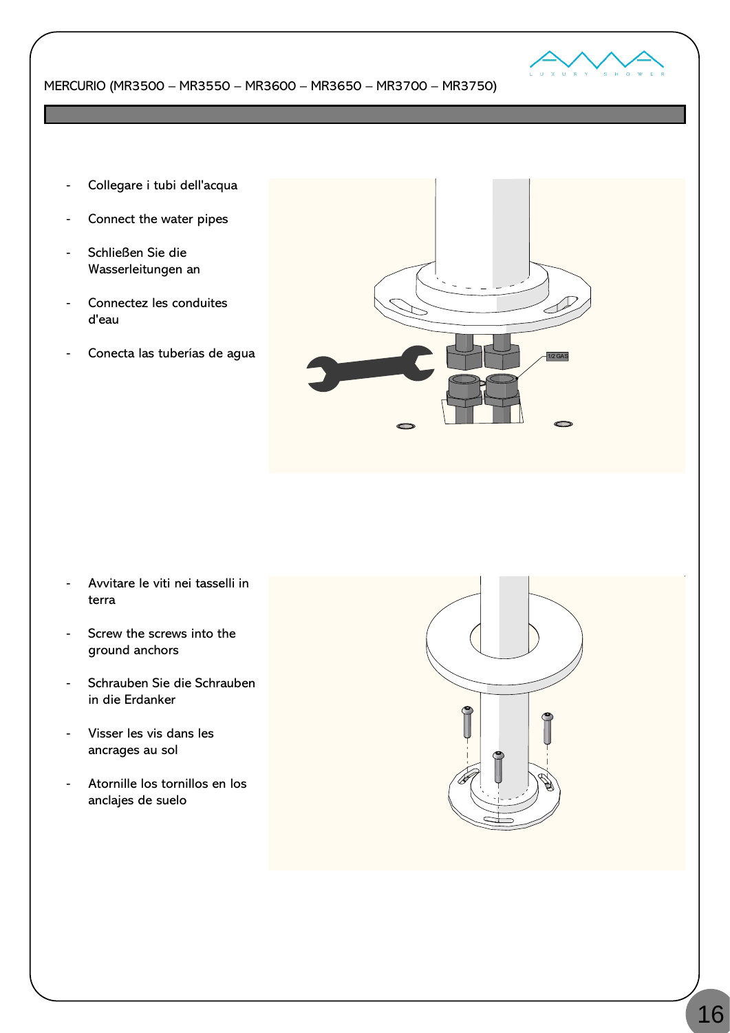MERCURIO (MR3500 – MR3550 – MR3600 – MR3650 – MR3700 – MR3750)

- Collegare i tubi dell'acqua
- Connect the water pipes
- Schließen Sie die Wasserleitungen an
- Connectez les conduites d'eau
- Conecta las tuberías de agua

1/2 GAS

- Avvitare le viti nei tasselli in terra
- Screw the screws into the ground anchors
- Schrauben Sie die Schrauben in die Erdanker
- Visser les vis dans les ancrages au sol
- Atornille los tornillos en los anclajes de suelo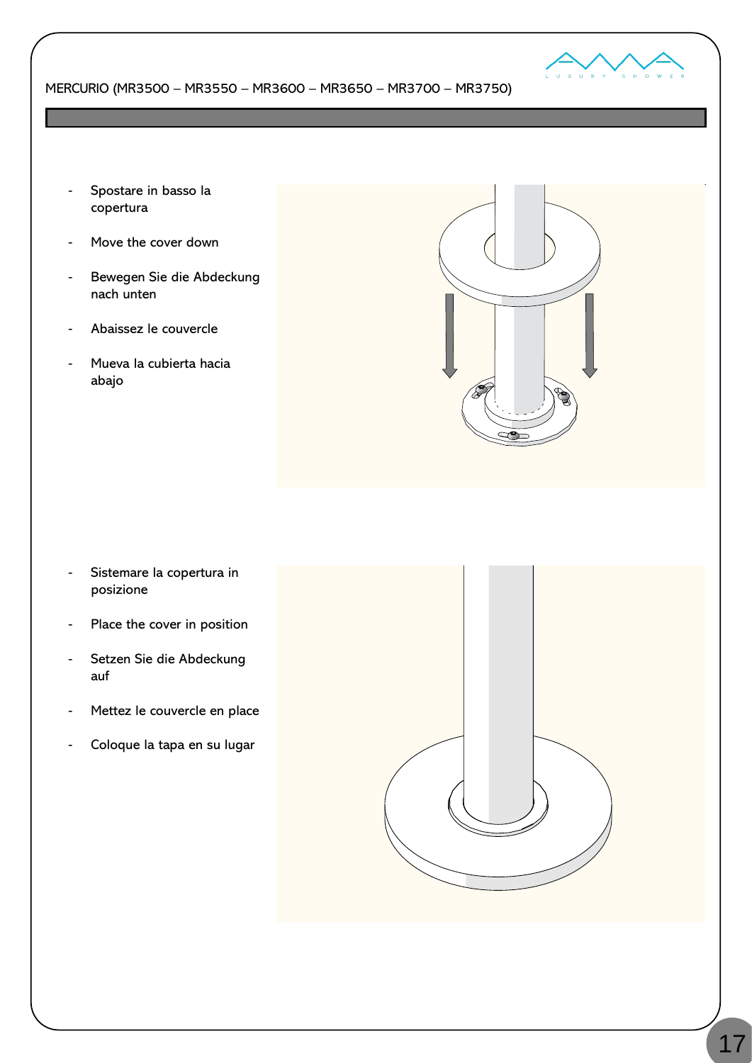MERCURIO (MR3500 – MR3550 – MR3600 – MR3650 – MR3700 – MR3750)

- Spostare in basso la copertura
- Move the cover down
- Bewegen Sie die Abdeckung nach unten
- Abaissez le couvercle
- Mueva la cubierta hacia abajo

- Sistemare la copertura in posizione
- Place the cover in position
- Setzen Sie die Abdeckung auf
- Mettez le couvercle en place
- Coloque la tapa en su lugar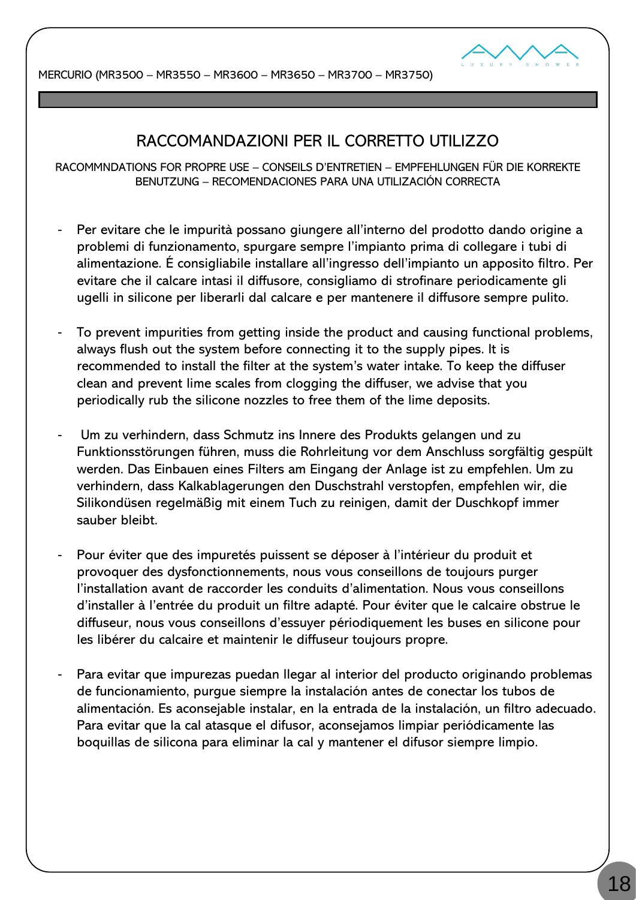MERCURIO (MR3500 – MR3550 – MR3600 – MR3650 – MR3700 – MR3750)

## RACCOMANDAZIONI PER IL CORRETTO UTILIZZO

RACOMMNDATIONS FOR PROPRE USE – CONSEILS D'ENTRETIEN – EMPFEHLUNGEN FÜR DIE KORREKTE BENUTZUNG – RECOMENDACIONES PARA UNA UTILIZACIÓN CORRECTA

- Per evitare che le impurità possano giungere all'interno del prodotto dando origine a problemi di funzionamento, spurgare sempre l'impianto prima di collegare i tubi di alimentazione. É consigliabile installare all'ingresso dell'impianto un apposito filtro. Per evitare che il calcare intasi il diffusore, consigliamo di strofinare periodicamente gli ugelli in silicone per liberarli dal calcare e per mantenere il diffusore sempre pulito.

- To prevent impurities from getting inside the product and causing functional problems, always flush out the system before connecting it to the supply pipes. It is recommended to install the filter at the system's water intake. To keep the diffuser clean and prevent lime scales from clogging the diffuser, we advise that you periodically rub the silicone nozzles to free them of the lime deposits.

- Um zu verhindern, dass Schmutz ins Innere des Produkts gelangen und zu Funktionsstörungen führen, muss die Rohrleitung vor dem Anschluss sorgfältig gespült werden. Das Einbauen eines Filters am Eingang der Anlage ist zu empfehlen. Um zu verhindern, dass Kalkablagerungen den Duschstrahl verstopfen, empfehlen wir, die Silikondüsen regelmäßig mit einem Tuch zu reinigen, damit der Duschkopf immer sauber bleibt.

- Pour éviter que des impuretés puissent se déposer à l'intérieur du produit et provoquer des dysfonctionnements, nous vous conseillons de toujours purger l'installation avant de raccorder les conduits d'alimentation. Nous vous conseillons d'installer à l'entrée du produit un filtre adapté. Pour éviter que le calcaire obstrue le diffuseur, nous vous conseillons d'essuyer périodiquement les buses en silicone pour les libérer du calcaire et maintenir le diffuseur toujours propre.

- Para evitar que impurezas puedan llegar al interior del producto originando problemas de funcionamiento, purgue siempre la instalación antes de conectar los tubos de alimentación. Es aconsejable instalar, en la entrada de la instalación, un filtro adecuado. Para evitar que la cal atasque el difusor, aconsejamos limpiar periódicamente las boquillas de silicona para eliminar la cal y mantener el difusor siempre limpio.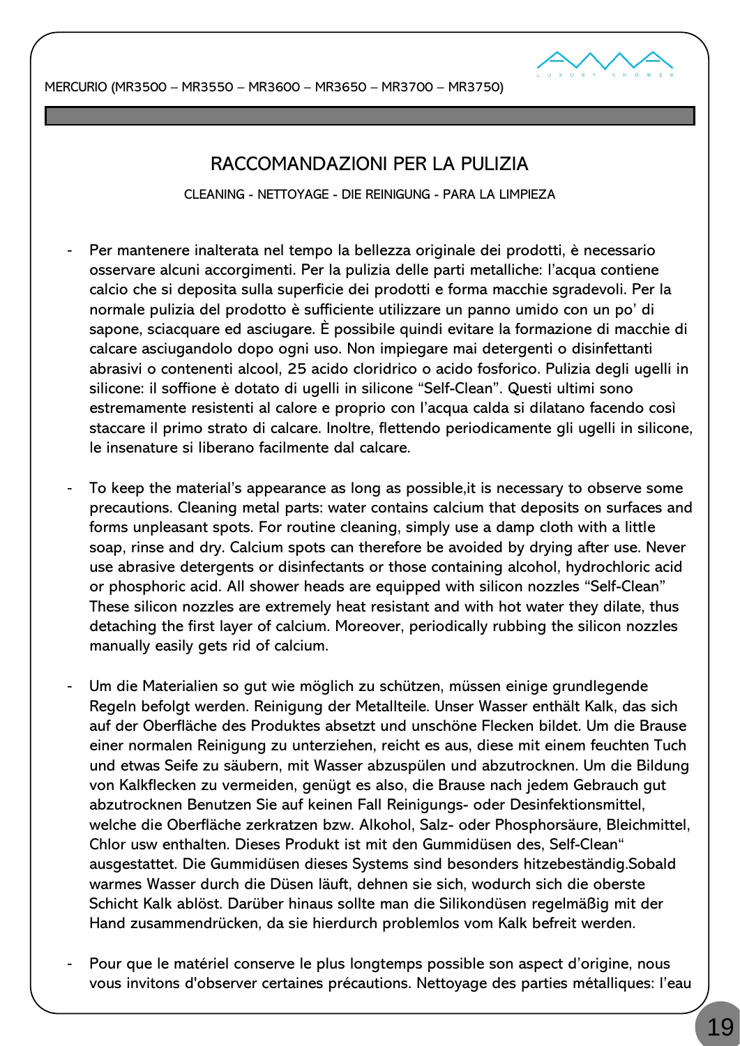## RACCOMANDAZIONI PER LA PULIZIA

CLEANING - NETTOYAGE - DIE REINIGUNG - PARA LA LIMPIEZA

- Per mantenere inalterata nel tempo la bellezza originale dei prodotti, è necessario osservare alcuni accorgimenti. Per la pulizia delle parti metalliche: l'acqua contiene calcio che si deposita sulla superficie dei prodotti e forma macchie sgradevoli. Per la normale pulizia del prodotto è sufficiente utilizzare un panno umido con un po' di sapone, sciacquare ed asciugare. È possibile quindi evitare la formazione di macchie di calcare asciugandolo dopo ogni uso. Non impiegare mai detergenti o disinfettanti abrasivi o contenenti alcool, 25 acido cloridrico o acido fosforico. Pulizia degli ugelli in silicone: il soffione è dotato di ugelli in silicone "Self-Clean". Questi ultimi sono estremamente resistenti al calore e proprio con l'acqua calda si dilatano facendo così staccare il primo strato di calcare. Inoltre, flettendo periodicamente gli ugelli in silicone, le insenature si liberano facilmente dal calcare.

- To keep the material's appearance as long as possible,it is necessary to observe some precautions. Cleaning metal parts: water contains calcium that deposits on surfaces and forms unpleasant spots. For routine cleaning, simply use a damp cloth with a little soap, rinse and dry. Calcium spots can therefore be avoided by drying after use. Never use abrasive detergents or disinfectants or those containing alcohol, hydrochloric acid or phosphoric acid. All shower heads are equipped with silicon nozzles "Self-Clean" These silicon nozzles are extremely heat resistant and with hot water they dilate, thus detaching the first layer of calcium. Moreover, periodically rubbing the silicon nozzles manually easily gets rid of calcium.

- Um die Materialien so gut wie möglich zu schützen, müssen einige grundlegende Regeln befolgt werden. Reinigung der Metallteile. Unser Wasser enthält Kalk, das sich auf der Oberfläche des Produktes absetzt und unschöne Flecken bildet. Um die Brause einer normalen Reinigung zu unterziehen, reicht es aus, diese mit einem feuchten Tuch und etwas Seife zu säubern, mit Wasser abzuspülen und abzutrocknen. Um die Bildung von Kalkflecken zu vermeiden, genügt es also, die Brause nach jedem Gebrauch gut abzutrocknen Benutzen Sie auf keinen Fall Reinigungs- oder Desinfektionsmittel, welche die Oberfläche zerkratzen bzw. Alkohol, Salz- oder Phosphorsäure, Bleichmittel, Chlor usw enthalten. Dieses Produkt ist mit den Gummidüsen des, Self-Clean" ausgestattet. Die Gummidüsen dieses Systems sind besonders hitzebeständig.Sobald warmes Wasser durch die Düsen läuft, dehnen sie sich, wodurch sich die oberste Schicht Kalk ablöst. Darüber hinaus sollte man die Silikondüsen regelmäßig mit der Hand zusammendrücken, da sie hierdurch problemlos vom Kalk befreit werden.

- Pour que le matériel conserve le plus longtemps possible son aspect d'origine, nous vous invitons d'observer certaines précautions. Nettoyage des parties métalliques: l'eau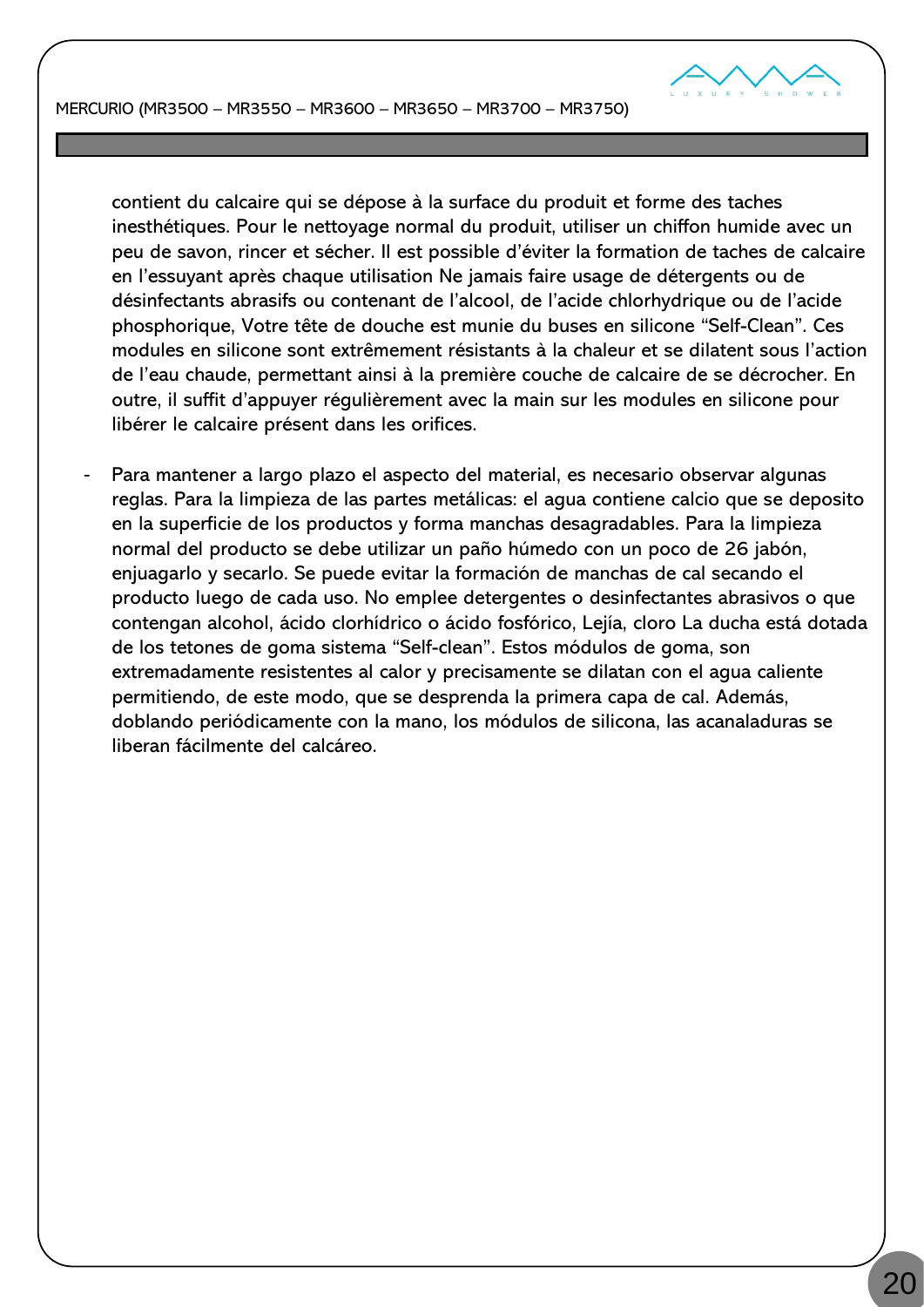contient du calcaire qui se dépose à la surface du produit et forme des taches inesthétiques. Pour le nettoyage normal du produit, utiliser un chiffon humide avec un peu de savon, rincer et sécher. Il est possible d'éviter la formation de taches de calcaire en l'essuyant après chaque utilisation Ne jamais faire usage de détergents ou de désinfectants abrasifs ou contenant de l'alcool, de l'acide chlorhydrique ou de l'acide phosphorique, Votre tête de douche est munie du buses en silicone "Self-Clean". Ces modules en silicone sont extrêmement résistants à la chaleur et se dilatent sous l'action de l'eau chaude, permettant ainsi à la première couche de calcaire de se décrocher. En outre, il suffit d'appuyer régulièrement avec la main sur les modules en silicone pour libérer le calcaire présent dans les orifices.

- Para mantener a largo plazo el aspecto del material, es necesario observar algunas reglas. Para la limpieza de las partes metálicas: el agua contiene calcio que se deposito en la superficie de los productos y forma manchas desagradables. Para la limpieza normal del producto se debe utilizar un paño húmedo con un poco de 26 jabón, enjuagarlo y secarlo. Se puede evitar la formación de manchas de cal secando el producto luego de cada uso. No emplee detergentes o desinfectantes abrasivos o que contengan alcohol, ácido clorhídrico o ácido fosfórico, Lejía, cloro La ducha está dotada de los tetones de goma sistema "Self-clean". Estos módulos de goma, son extremadamente resistentes al calor y precisamente se dilatan con el agua caliente permitiendo, de este modo, que se desprenda la primera capa de cal. Además, doblando periódicamente con la mano, los módulos de silicona, las acanaladuras se liberan fácilmente del calcáreo.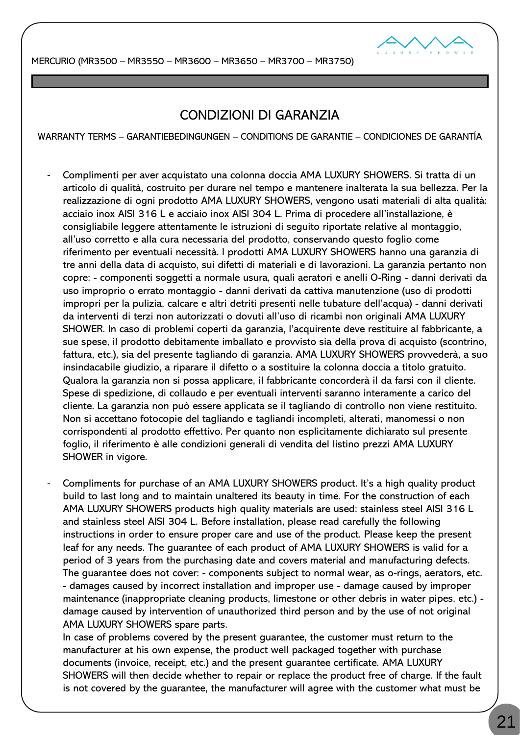# CONDIZIONI DI GARANZIA

WARRANTY TERMS – GARANTIEBEDINGUNGEN – CONDITIONS DE GARANTIE – CONDICIONES DE GARANTÍA

- Complimenti per aver acquistato una colonna doccia AMA LUXURY SHOWERS. Si tratta di un articolo di qualità, costruito per durare nel tempo e mantenere inalterata la sua bellezza. Per la realizzazione di ogni prodotto AMA LUXURY SHOWERS, vengono usati materiali di alta qualità: acciaio inox AISI 316 L e acciaio inox AISI 304 L. Prima di procedere all'installazione, è consigliabile leggere attentamente le istruzioni di seguito riportate relative al montaggio, all'uso corretto e alla cura necessaria del prodotto, conservando questo foglio come riferimento per eventuali necessità. I prodotti AMA LUXURY SHOWERS hanno una garanzia di tre anni della data di acquisto, sui difetti di materiali e di lavorazioni. La garanzia pertanto non copre: - componenti soggetti a normale usura, quali aeratori e anelli O-Ring - danni derivati da uso improprio o errato montaggio - danni derivati da cattiva manutenzione (uso di prodotti impropri per la pulizia, calcare e altri detriti presenti nelle tubature dell'acqua) - danni derivati da interventi di terzi non autorizzati o dovuti all'uso di ricambi non originali AMA LUXURY SHOWER. In caso di problemi coperti da garanzia, l'acquirente deve restituire al fabbricante, a sue spese, il prodotto debitamente imballato e provvisto sia della prova di acquisto (scontrino, fattura, etc.), sia del presente tagliando di garanzia. AMA LUXURY SHOWERS provvederà, a suo insindacabile giudizio, a riparare il difetto o a sostituire la colonna doccia a titolo gratuito. Qualora la garanzia non si possa applicare, il fabbricante concorderà il da farsi con il cliente. Spese di spedizione, di collaudo e per eventuali interventi saranno interamente a carico del cliente. La garanzia non può essere applicata se il tagliando di controllo non viene restituito. Non si accettano fotocopie del tagliando e tagliandi incompleti, alterati, manomessi o non corrispondenti al prodotto effettivo. Per quanto non esplicitamente dichiarato sul presente foglio, il riferimento è alle condizioni generali di vendita del listino prezzi AMA LUXURY SHOWER in vigore.

- Compliments for purchase of an AMA LUXURY SHOWERS product. It's a high quality product build to last long and to maintain unaltered its beauty in time. For the construction of each AMA LUXURY SHOWERS products high quality materials are used: stainless steel AISI 316 L and stainless steel AISI 304 L. Before installation, please read carefully the following instructions in order to ensure proper care and use of the product. Please keep the present leaf for any needs. The guarantee of each product of AMA LUXURY SHOWERS is valid for a period of 3 years from the purchasing date and covers material and manufacturing defects. The guarantee does not cover: - components subject to normal wear, as o-rings, aerators, etc. - damages caused by incorrect installation and improper use - damage caused by improper maintenance (inappropriate cleaning products, limestone or other debris in water pipes, etc.) - damage caused by intervention of unauthorized third person and by the use of not original AMA LUXURY SHOWERS spare parts.
  In case of problems covered by the present guarantee, the customer must return to the manufacturer at his own expense, the product well packaged together with purchase documents (invoice, receipt, etc.) and the present guarantee certificate. AMA LUXURY SHOWERS will then decide whether to repair or replace the product free of charge. If the fault is not covered by the guarantee, the manufacturer will agree with the customer what must be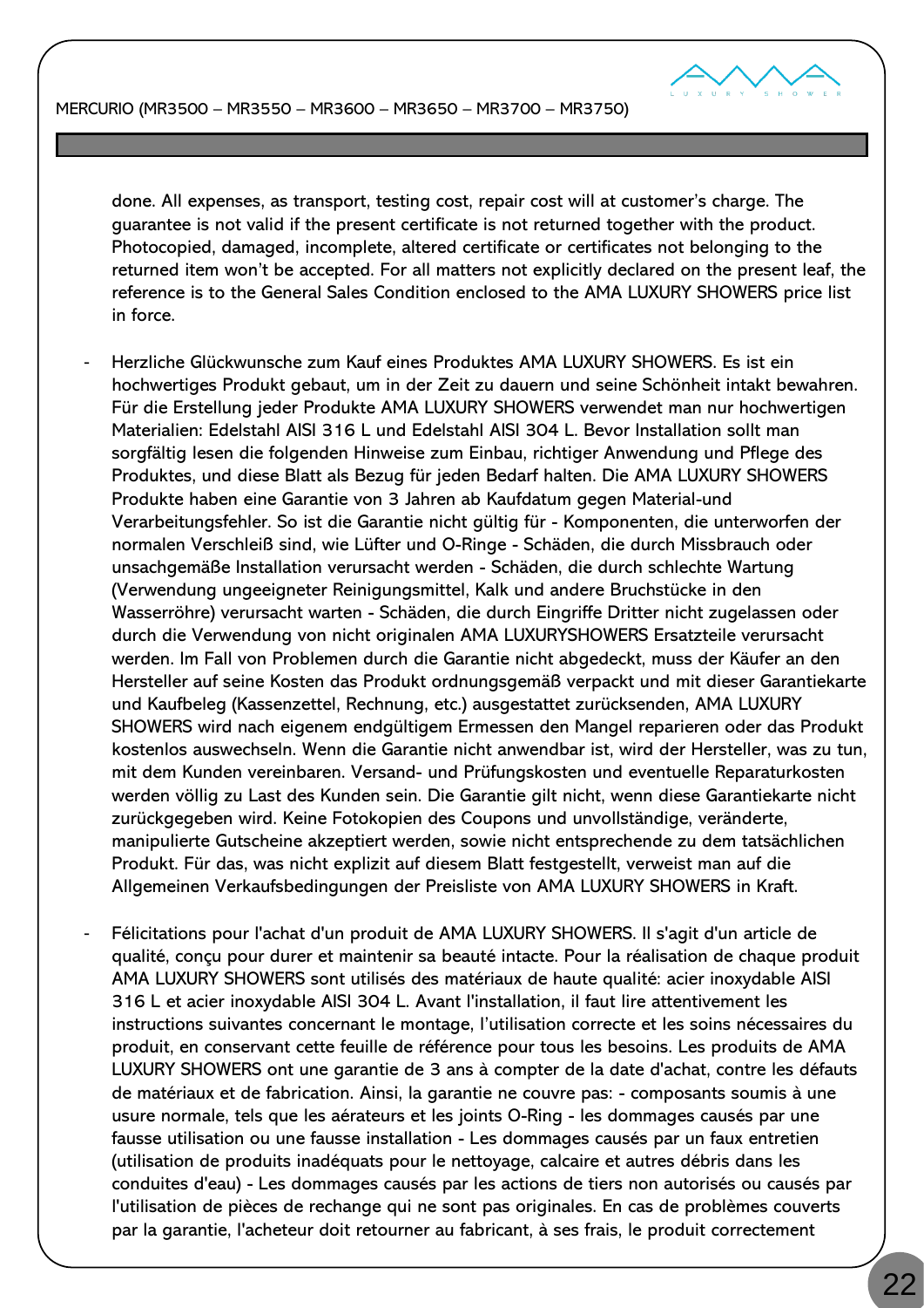done. All expenses, as transport, testing cost, repair cost will at customer's charge. The guarantee is not valid if the present certificate is not returned together with the product. Photocopied, damaged, incomplete, altered certificate or certificates not belonging to the returned item won't be accepted. For all matters not explicitly declared on the present leaf, the reference is to the General Sales Condition enclosed to the AMA LUXURY SHOWERS price list in force.

- Herzliche Glückwunsche zum Kauf eines Produktes AMA LUXURY SHOWERS. Es ist ein hochwertiges Produkt gebaut, um in der Zeit zu dauern und seine Schönheit intakt bewahren. Für die Erstellung jeder Produkte AMA LUXURY SHOWERS verwendet man nur hochwertigen Materialien: Edelstahl AISI 316 L und Edelstahl AISI 304 L. Bevor Installation sollt man sorgfältig lesen die folgenden Hinweise zum Einbau, richtiger Anwendung und Pflege des Produktes, und diese Blatt als Bezug für jeden Bedarf halten. Die AMA LUXURY SHOWERS Produkte haben eine Garantie von 3 Jahren ab Kaufdatum gegen Material-und Verarbeitungsfehler. So ist die Garantie nicht gültig für - Komponenten, die unterworfen der normalen Verschleiß sind, wie Lüfter und O-Ringe - Schäden, die durch Missbrauch oder unsachgemäße Installation verursacht werden - Schäden, die durch schlechte Wartung (Verwendung ungeeigneter Reinigungsmittel, Kalk und andere Bruchstücke in den Wasserröhre) verursacht warten - Schäden, die durch Eingriffe Dritter nicht zugelassen oder durch die Verwendung von nicht originalen AMA LUXURYSHOWERS Ersatzteile verursacht werden. Im Fall von Problemen durch die Garantie nicht abgedeckt, muss der Käufer an den Hersteller auf seine Kosten das Produkt ordnungsgemäß verpackt und mit dieser Garantiekarte und Kaufbeleg (Kassenzettel, Rechnung, etc.) ausgestattet zurücksenden, AMA LUXURY SHOWERS wird nach eigenem endgültigem Ermessen den Mangel reparieren oder das Produkt kostenlos auswechseln. Wenn die Garantie nicht anwendbar ist, wird der Hersteller, was zu tun, mit dem Kunden vereinbaren. Versand- und Prüfungskosten und eventuelle Reparaturkosten werden völlig zu Last des Kunden sein. Die Garantie gilt nicht, wenn diese Garantiekarte nicht zurückgegeben wird. Keine Fotokopien des Coupons und unvollständige, veränderte, manipulierte Gutscheine akzeptiert werden, sowie nicht entsprechende zu dem tatsächlichen Produkt. Für das, was nicht explizit auf diesem Blatt festgestellt, verweist man auf die Allgemeinen Verkaufsbedingungen der Preisliste von AMA LUXURY SHOWERS in Kraft.

- Félicitations pour l'achat d'un produit de AMA LUXURY SHOWERS. Il s'agit d'un article de qualité, conçu pour durer et maintenir sa beauté intacte. Pour la réalisation de chaque produit AMA LUXURY SHOWERS sont utilisés des matériaux de haute qualité: acier inoxydable AISI 316 L et acier inoxydable AISI 304 L. Avant l'installation, il faut lire attentivement les instructions suivantes concernant le montage, l'utilisation correcte et les soins nécessaires du produit, en conservant cette feuille de référence pour tous les besoins. Les produits de AMA LUXURY SHOWERS ont une garantie de 3 ans à compter de la date d'achat, contre les défauts de matériaux et de fabrication. Ainsi, la garantie ne couvre pas: - composants soumis à une usure normale, tels que les aérateurs et les joints O-Ring - les dommages causés par une fausse utilisation ou une fausse installation - Les dommages causés par un faux entretien (utilisation de produits inadéquats pour le nettoyage, calcaire et autres débris dans les conduites d'eau) - Les dommages causés par les actions de tiers non autorisés ou causés par l'utilisation de pièces de rechange qui ne sont pas originales. En cas de problèmes couverts par la garantie, l'acheteur doit retourner au fabricant, à ses frais, le produit correctement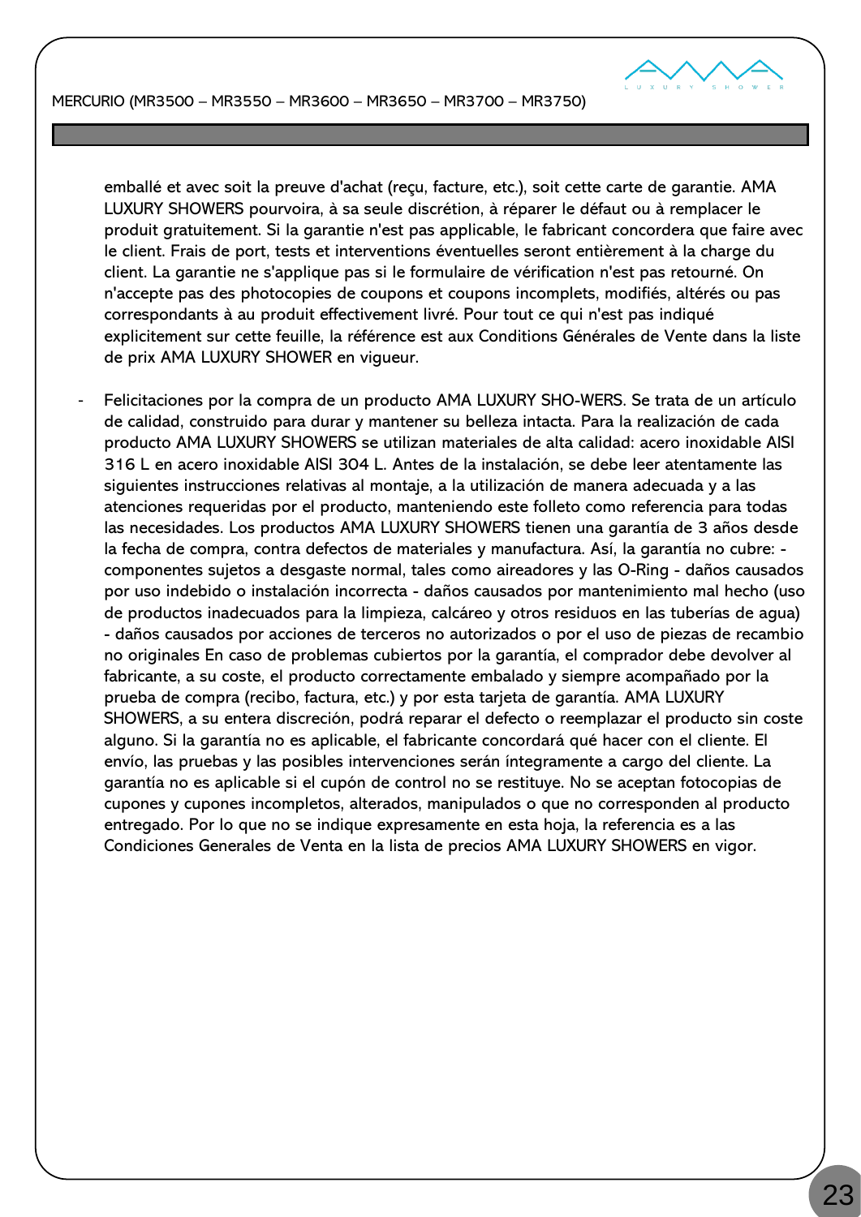emballé et avec soit la preuve d'achat (reçu, facture, etc.), soit cette carte de garantie. AMA LUXURY SHOWERS pourvoira, à sa seule discrétion, à réparer le défaut ou à remplacer le produit gratuitement. Si la garantie n'est pas applicable, le fabricant concordera que faire avec le client. Frais de port, tests et interventions éventuelles seront entièrement à la charge du client. La garantie ne s'applique pas si le formulaire de vérification n'est pas retourné. On n'accepte pas des photocopies de coupons et coupons incomplets, modifiés, altérés ou pas correspondants à au produit effectivement livré. Pour tout ce qui n'est pas indiqué explicitement sur cette feuille, la référence est aux Conditions Générales de Vente dans la liste de prix AMA LUXURY SHOWER en vigueur.

- Felicitaciones por la compra de un producto AMA LUXURY SHO-WERS. Se trata de un artículo de calidad, construido para durar y mantener su belleza intacta. Para la realización de cada producto AMA LUXURY SHOWERS se utilizan materiales de alta calidad: acero inoxidable AISI 316 L en acero inoxidable AISI 304 L. Antes de la instalación, se debe leer atentamente las siguientes instrucciones relativas al montaje, a la utilización de manera adecuada y a las atenciones requeridas por el producto, manteniendo este folleto como referencia para todas las necesidades. Los productos AMA LUXURY SHOWERS tienen una garantía de 3 años desde la fecha de compra, contra defectos de materiales y manufactura. Así, la garantía no cubre: - componentes sujetos a desgaste normal, tales como aireadores y las O-Ring - daños causados por uso indebido o instalación incorrecta - daños causados por mantenimiento mal hecho (uso de productos inadecuados para la limpieza, calcáreo y otros residuos en las tuberías de agua) - daños causados por acciones de terceros no autorizados o por el uso de piezas de recambio no originales En caso de problemas cubiertos por la garantía, el comprador debe devolver al fabricante, a su coste, el producto correctamente embalado y siempre acompañado por la prueba de compra (recibo, factura, etc.) y por esta tarjeta de garantía. AMA LUXURY SHOWERS, a su entera discreción, podrá reparar el defecto o reemplazar el producto sin coste alguno. Si la garantía no es aplicable, el fabricante concordará qué hacer con el cliente. El envío, las pruebas y las posibles intervenciones serán íntegramente a cargo del cliente. La garantía no es aplicable si el cupón de control no se restituye. No se aceptan fotocopias de cupones y cupones incompletos, alterados, manipulados o que no corresponden al producto entregado. Por lo que no se indique expresamente en esta hoja, la referencia es a las Condiciones Generales de Venta en la lista de precios AMA LUXURY SHOWERS en vigor.